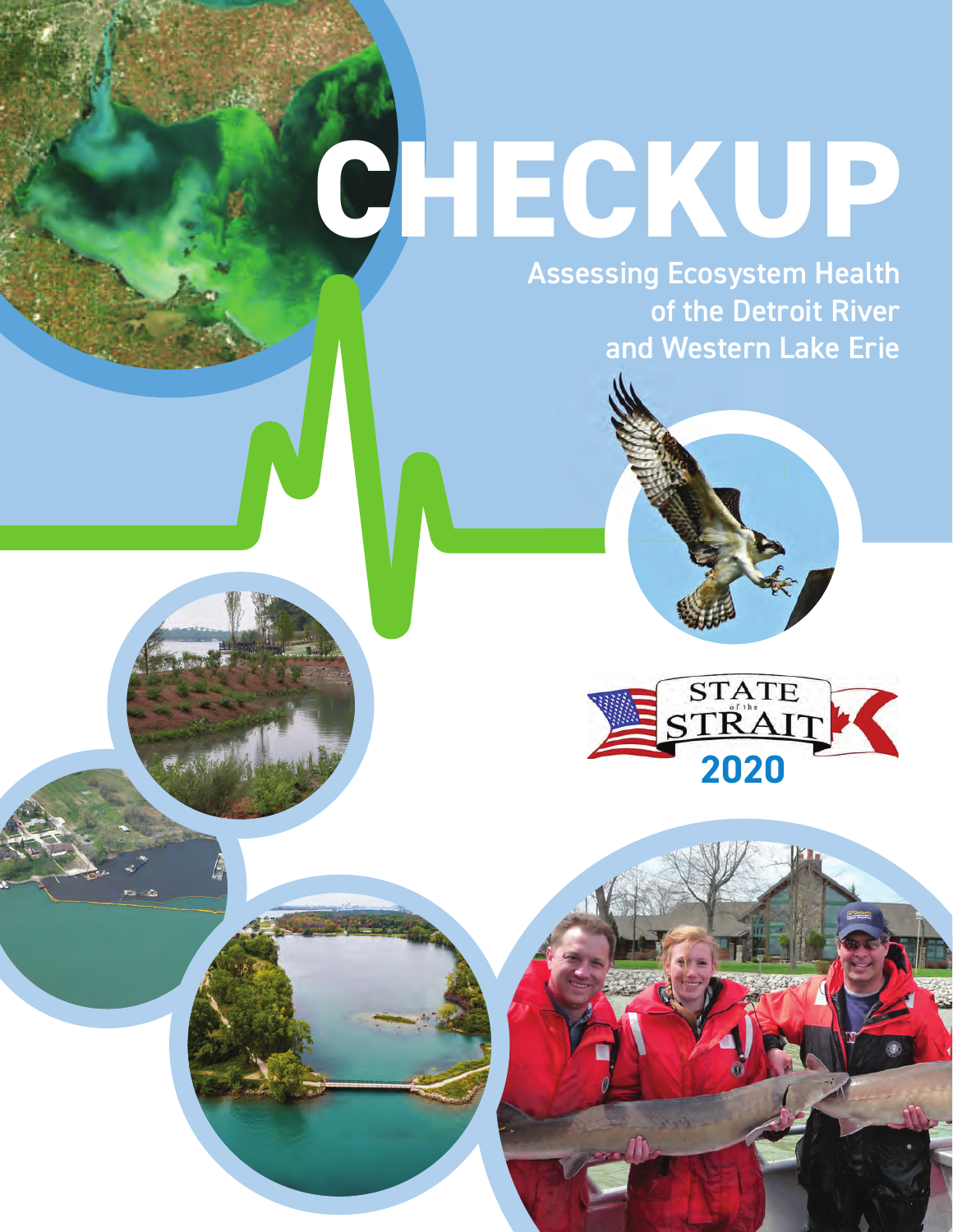# CHECKUP

## Assessing Ecosystem Health of the Detroit River and Western Lake Erie

STATE of the STRAIT

2020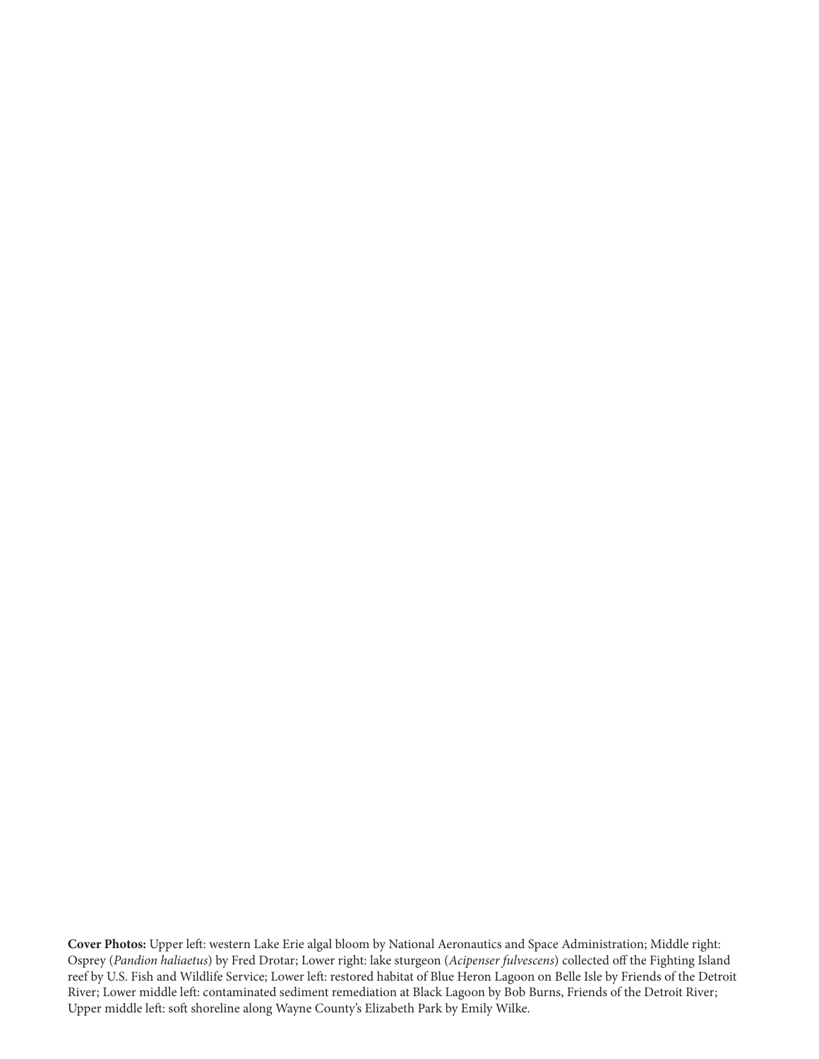**Cover Photos:** Upper left: western Lake Erie algal bloom by National Aeronautics and Space Administration; Middle right: Osprey (*Pandion haliaetus*) by Fred Drotar; Lower right: lake sturgeon (*Acipenser fulvescens*) collected off the Fighting Island reef by U.S. Fish and Wildlife Service; Lower left: restored habitat of Blue Heron Lagoon on Belle Isle by Friends of the Detroit River; Lower middle left: contaminated sediment remediation at Black Lagoon by Bob Burns, Friends of the Detroit River; Upper middle left: soft shoreline along Wayne County's Elizabeth Park by Emily Wilke.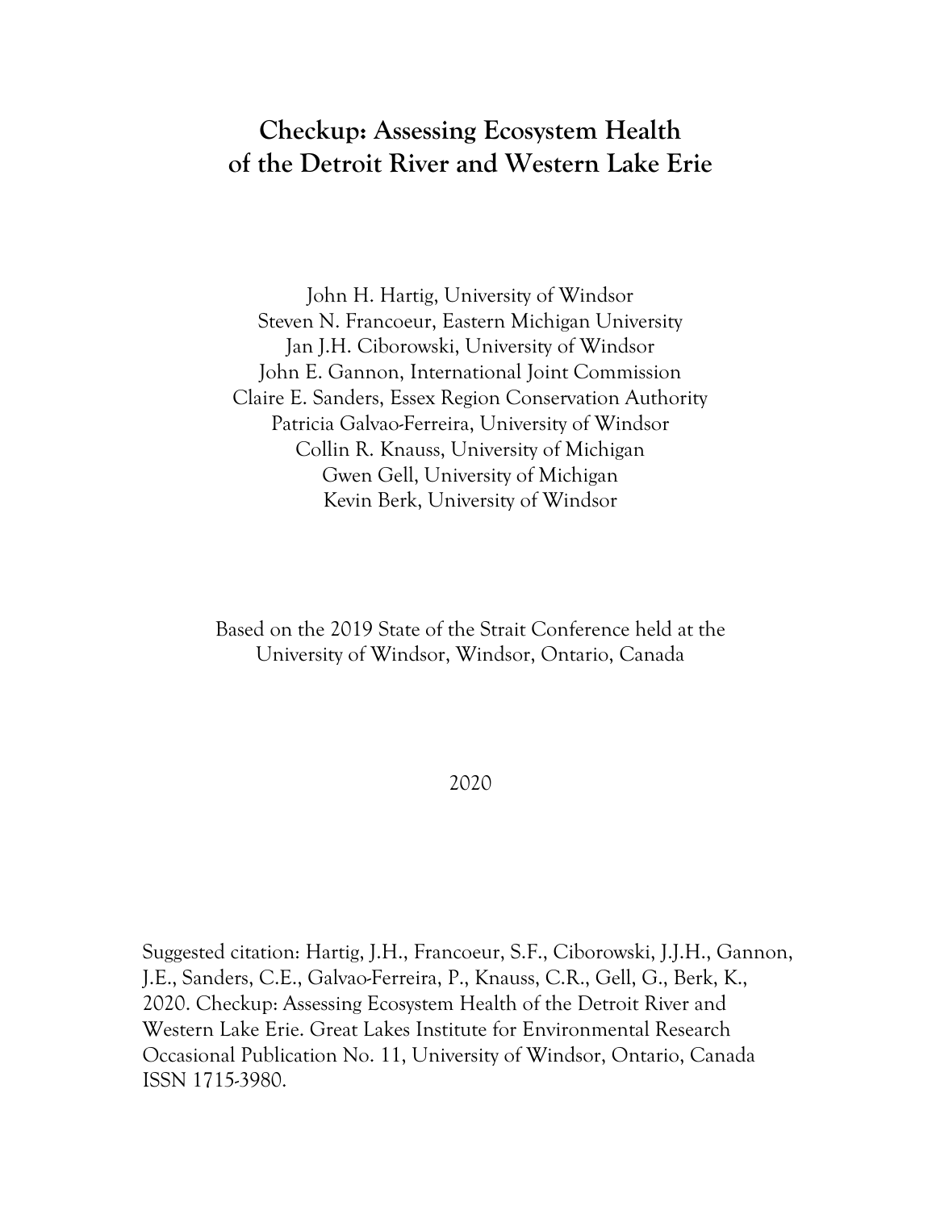# Checkup: Assessing Ecosystem Health of the Detroit River and Western Lake Erie

John H. Hartig, University of Windsor
Steven N. Francoeur, Eastern Michigan University
Jan J.H. Ciborowski, University of Windsor
John E. Gannon, International Joint Commission
Claire E. Sanders, Essex Region Conservation Authority
Patricia Galvao-Ferreira, University of Windsor
Collin R. Knauss, University of Michigan
Gwen Gell, University of Michigan
Kevin Berk, University of Windsor

Based on the 2019 State of the Strait Conference held at the University of Windsor, Windsor, Ontario, Canada

2020

Suggested citation: Hartig, J.H., Francoeur, S.F., Ciborowski, J.J.H., Gannon, J.E., Sanders, C.E., Galvao-Ferreira, P., Knauss, C.R., Gell, G., Berk, K., 2020. Checkup: Assessing Ecosystem Health of the Detroit River and Western Lake Erie. Great Lakes Institute for Environmental Research Occasional Publication No. 11, University of Windsor, Ontario, Canada ISSN 1715-3980.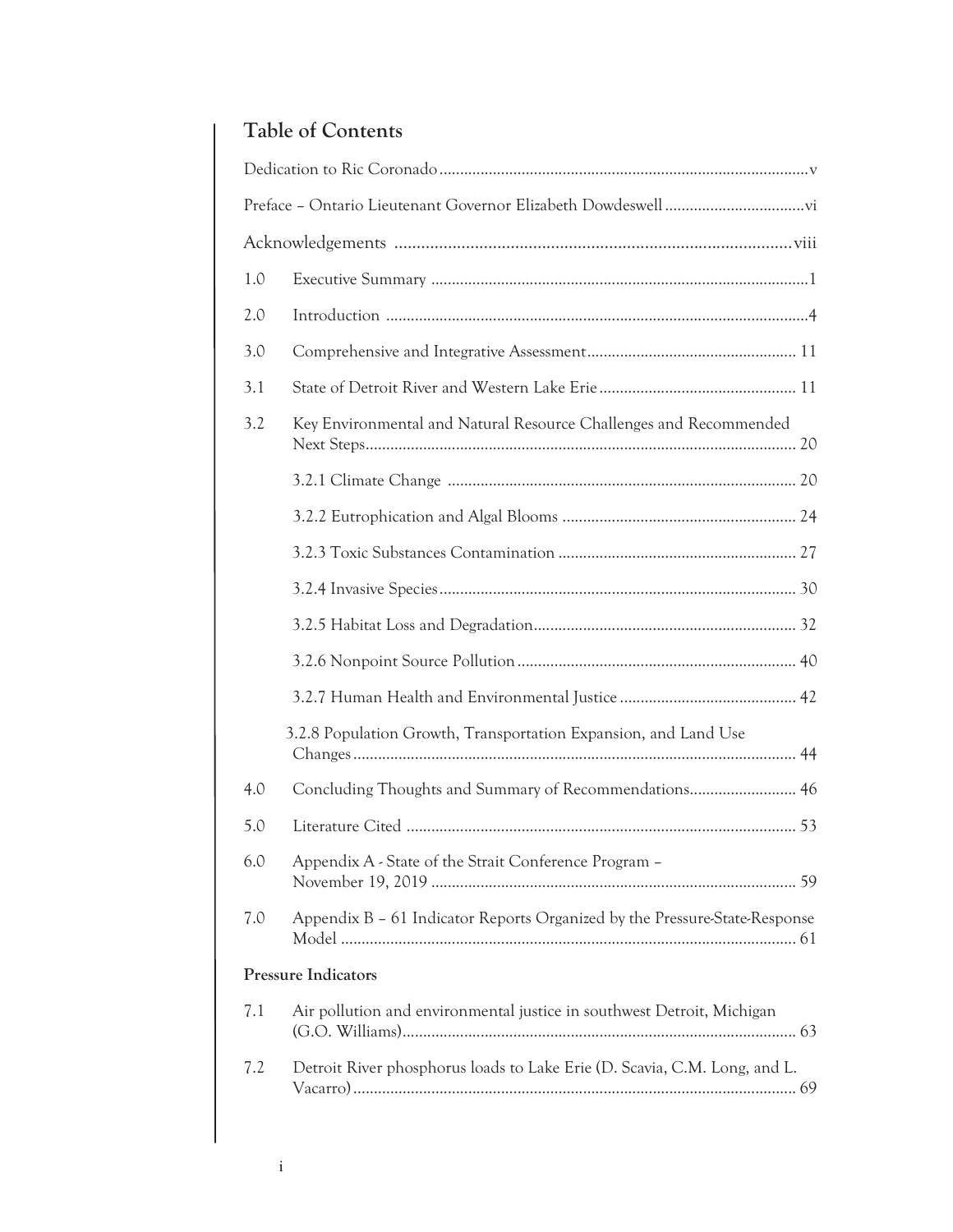## Table of Contents

Dedication to Ric Coronado ........................................................................................v

Preface – Ontario Lieutenant Governor Elizabeth Dowdeswell ..................................vi

Acknowledgements .........................................................................................viii

1.0 Executive Summary ..........................................................................................1

2.0 Introduction ......................................................................................................4

3.0 Comprehensive and Integrative Assessment.................................................. 11

3.1 State of Detroit River and Western Lake Erie ................................................ 11

3.2 Key Environmental and Natural Resource Challenges and Recommended Next Steps......................................................................................................... 20

- 3.2.1 Climate Change .................................................................................... 20
- 3.2.2 Eutrophication and Algal Blooms ......................................................... 24
- 3.2.3 Toxic Substances Contamination .......................................................... 27
- 3.2.4 Invasive Species...................................................................................... 30
- 3.2.5 Habitat Loss and Degradation................................................................ 32
- 3.2.6 Nonpoint Source Pollution .................................................................... 40
- 3.2.7 Human Health and Environmental Justice ........................................... 42
- 3.2.8 Population Growth, Transportation Expansion, and Land Use Changes........................................................................................................... 44

4.0 Concluding Thoughts and Summary of Recommendations.......................... 46

5.0 Literature Cited .............................................................................................. 53

6.0 Appendix A - State of the Strait Conference Program – November 19, 2019 ........................................................................................ 59

7.0 Appendix B – 61 Indicator Reports Organized by the Pressure-State-Response Model ............................................................................................................. 61

**Pressure Indicators**

7.1 Air pollution and environmental justice in southwest Detroit, Michigan (G.O. Williams)................................................................................................ 63

7.2 Detroit River phosphorus loads to Lake Erie (D. Scavia, C.M. Long, and L. Vacarro)........................................................................................................... 69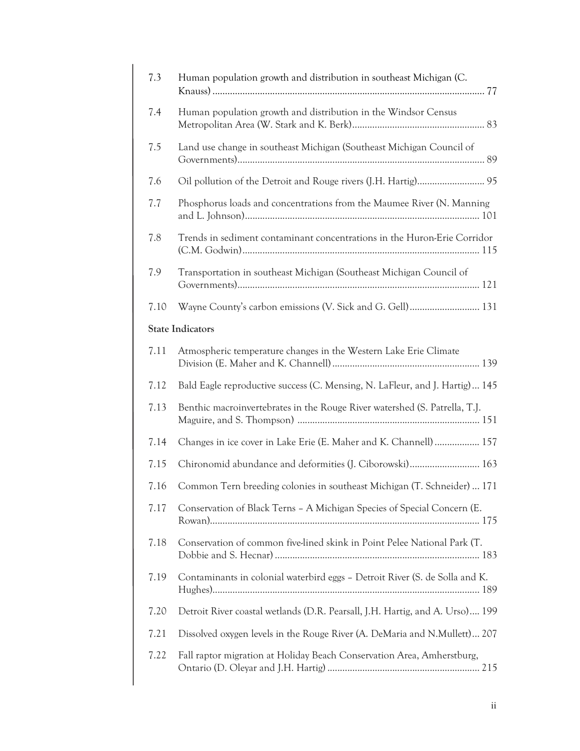7.3 Human population growth and distribution in southeast Michigan (C. Knauss) ........................................................................................................... 77

7.4 Human population growth and distribution in the Windsor Census Metropolitan Area (W. Stark and K. Berk)..................................................... 83

7.5 Land use change in southeast Michigan (Southeast Michigan Council of Governments).................................................................................................. 89

7.6 Oil pollution of the Detroit and Rouge rivers (J.H. Hartig)........................... 95

7.7 Phosphorus loads and concentrations from the Maumee River (N. Manning and L. Johnson)............................................................................................ 101

7.8 Trends in sediment contaminant concentrations in the Huron-Erie Corridor (C.M. Godwin).............................................................................................. 115

7.9 Transportation in southeast Michigan (Southeast Michigan Council of Governments)................................................................................................ 121

7.10 Wayne County's carbon emissions (V. Sick and G. Gell)............................ 131

**State Indicators**

7.11 Atmospheric temperature changes in the Western Lake Erie Climate Division (E. Maher and K. Channell)........................................................... 139

7.12 Bald Eagle reproductive success (C. Mensing, N. LaFleur, and J. Hartig)... 145

7.13 Benthic macroinvertebrates in the Rouge River watershed (S. Patrella, T.J. Maguire, and S. Thompson) ........................................................................ 151

7.14 Changes in ice cover in Lake Erie (E. Maher and K. Channell).................. 157

7.15 Chironomid abundance and deformities (J. Ciborowski)............................ 163

7.16 Common Tern breeding colonies in southeast Michigan (T. Schneider) ... 171

7.17 Conservation of Black Terns – A Michigan Species of Special Concern (E. Rowan)........................................................................................................... 175

7.18 Conservation of common five-lined skink in Point Pelee National Park (T. Dobbie and S. Hecnar) ................................................................................. 183

7.19 Contaminants in colonial waterbird eggs – Detroit River (S. de Solla and K. Hughes).......................................................................................................... 189

7.20 Detroit River coastal wetlands (D.R. Pearsall, J.H. Hartig, and A. Urso).... 199

7.21 Dissolved oxygen levels in the Rouge River (A. DeMaria and N.Mullett)... 207

7.22 Fall raptor migration at Holiday Beach Conservation Area, Amherstburg, Ontario (D. Oleyar and J.H. Hartig) ............................................................ 215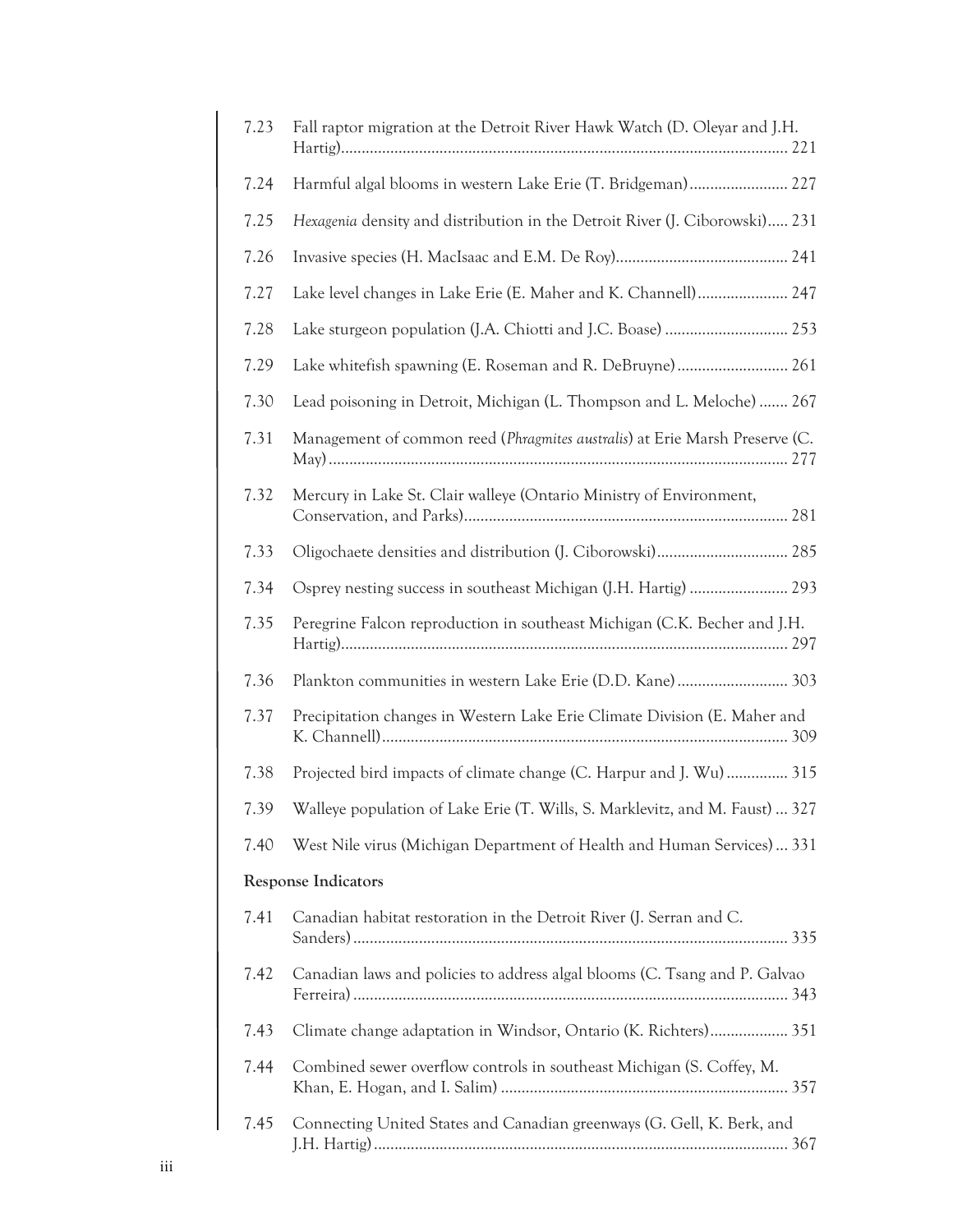7.23 Fall raptor migration at the Detroit River Hawk Watch (D. Oleyar and J.H. Hartig)............................................................................................................ 221

7.24 Harmful algal blooms in western Lake Erie (T. Bridgeman)........................ 227

7.25 *Hexagenia* density and distribution in the Detroit River (J. Ciborowski)..... 231

7.26 Invasive species (H. MacIsaac and E.M. De Roy).......................................... 241

7.27 Lake level changes in Lake Erie (E. Maher and K. Channell)...................... 247

7.28 Lake sturgeon population (J.A. Chiotti and J.C. Boase) .............................. 253

7.29 Lake whitefish spawning (E. Roseman and R. DeBruyne)........................... 261

7.30 Lead poisoning in Detroit, Michigan (L. Thompson and L. Meloche) ....... 267

7.31 Management of common reed (*Phragmites australis*) at Erie Marsh Preserve (C. May)................................................................................................................ 277

7.32 Mercury in Lake St. Clair walleye (Ontario Ministry of Environment, Conservation, and Parks)............................................................................... 281

7.33 Oligochaete densities and distribution (J. Ciborowski)................................ 285

7.34 Osprey nesting success in southeast Michigan (J.H. Hartig) ........................ 293

7.35 Peregrine Falcon reproduction in southeast Michigan (C.K. Becher and J.H. Hartig)............................................................................................................ 297

7.36 Plankton communities in western Lake Erie (D.D. Kane)........................... 303

7.37 Precipitation changes in Western Lake Erie Climate Division (E. Maher and K. Channell)................................................................................................... 309

7.38 Projected bird impacts of climate change (C. Harpur and J. Wu)............... 315

7.39 Walleye population of Lake Erie (T. Wills, S. Marklevitz, and M. Faust) ... 327

7.40 West Nile virus (Michigan Department of Health and Human Services)... 331

**Response Indicators**

7.41 Canadian habitat restoration in the Detroit River (J. Serran and C. Sanders)......................................................................................................... 335

7.42 Canadian laws and policies to address algal blooms (C. Tsang and P. Galvao Ferreira)......................................................................................................... 343

7.43 Climate change adaptation in Windsor, Ontario (K. Richters)................... 351

7.44 Combined sewer overflow controls in southeast Michigan (S. Coffey, M. Khan, E. Hogan, and I. Salim) ...................................................................... 357

7.45 Connecting United States and Canadian greenways (G. Gell, K. Berk, and J.H. Hartig)..................................................................................................... 367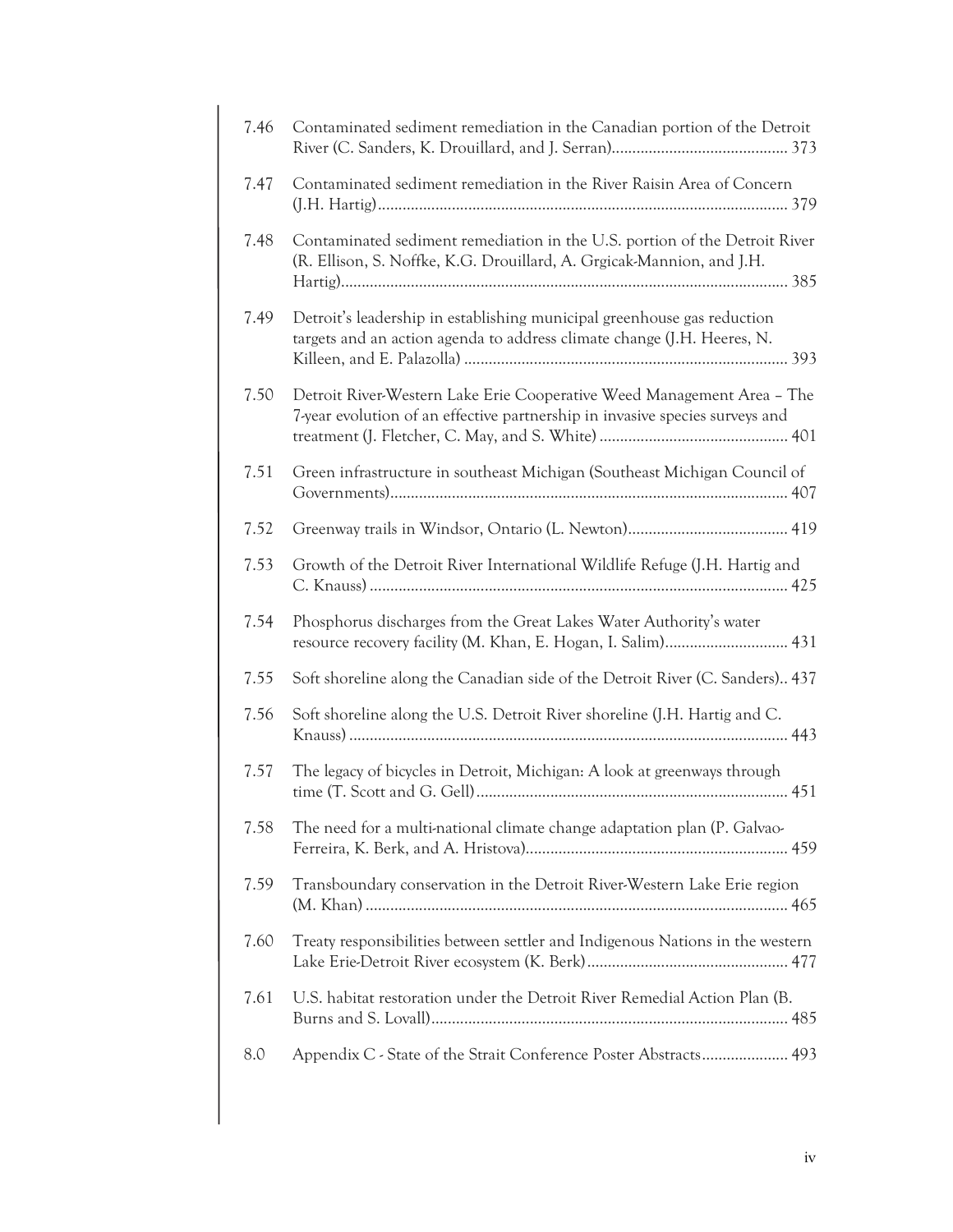7.46 Contaminated sediment remediation in the Canadian portion of the Detroit River (C. Sanders, K. Drouillard, and J. Serran)........................................... 373

7.47 Contaminated sediment remediation in the River Raisin Area of Concern (J.H. Hartig)................................................................................................... 379

7.48 Contaminated sediment remediation in the U.S. portion of the Detroit River (R. Ellison, S. Noffke, K.G. Drouillard, A. Grgicak-Mannion, and J.H. Hartig)........................................................................................................... 385

7.49 Detroit's leadership in establishing municipal greenhouse gas reduction targets and an action agenda to address climate change (J.H. Heeres, N. Killeen, and E. Palazolla) ............................................................................. 393

7.50 Detroit River-Western Lake Erie Cooperative Weed Management Area – The 7-year evolution of an effective partnership in invasive species surveys and treatment (J. Fletcher, C. May, and S. White) ............................................. 401

7.51 Green infrastructure in southeast Michigan (Southeast Michigan Council of Governments)................................................................................................ 407

7.52 Greenway trails in Windsor, Ontario (L. Newton)....................................... 419

7.53 Growth of the Detroit River International Wildlife Refuge (J.H. Hartig and C. Knauss) ..................................................................................................... 425

7.54 Phosphorus discharges from the Great Lakes Water Authority's water resource recovery facility (M. Khan, E. Hogan, I. Salim).............................. 431

7.55 Soft shoreline along the Canadian side of the Detroit River (C. Sanders).. 437

7.56 Soft shoreline along the U.S. Detroit River shoreline (J.H. Hartig and C. Knauss) .......................................................................................................... 443

7.57 The legacy of bicycles in Detroit, Michigan: A look at greenways through time (T. Scott and G. Gell)............................................................................ 451

7.58 The need for a multi-national climate change adaptation plan (P. Galvao-Ferreira, K. Berk, and A. Hristova)................................................................ 459

7.59 Transboundary conservation in the Detroit River-Western Lake Erie region (M. Khan) ...................................................................................................... 465

7.60 Treaty responsibilities between settler and Indigenous Nations in the western Lake Erie-Detroit River ecosystem (K. Berk)................................................. 477

7.61 U.S. habitat restoration under the Detroit River Remedial Action Plan (B. Burns and S. Lovall)....................................................................................... 485

8.0 Appendix C - State of the Strait Conference Poster Abstracts..................... 493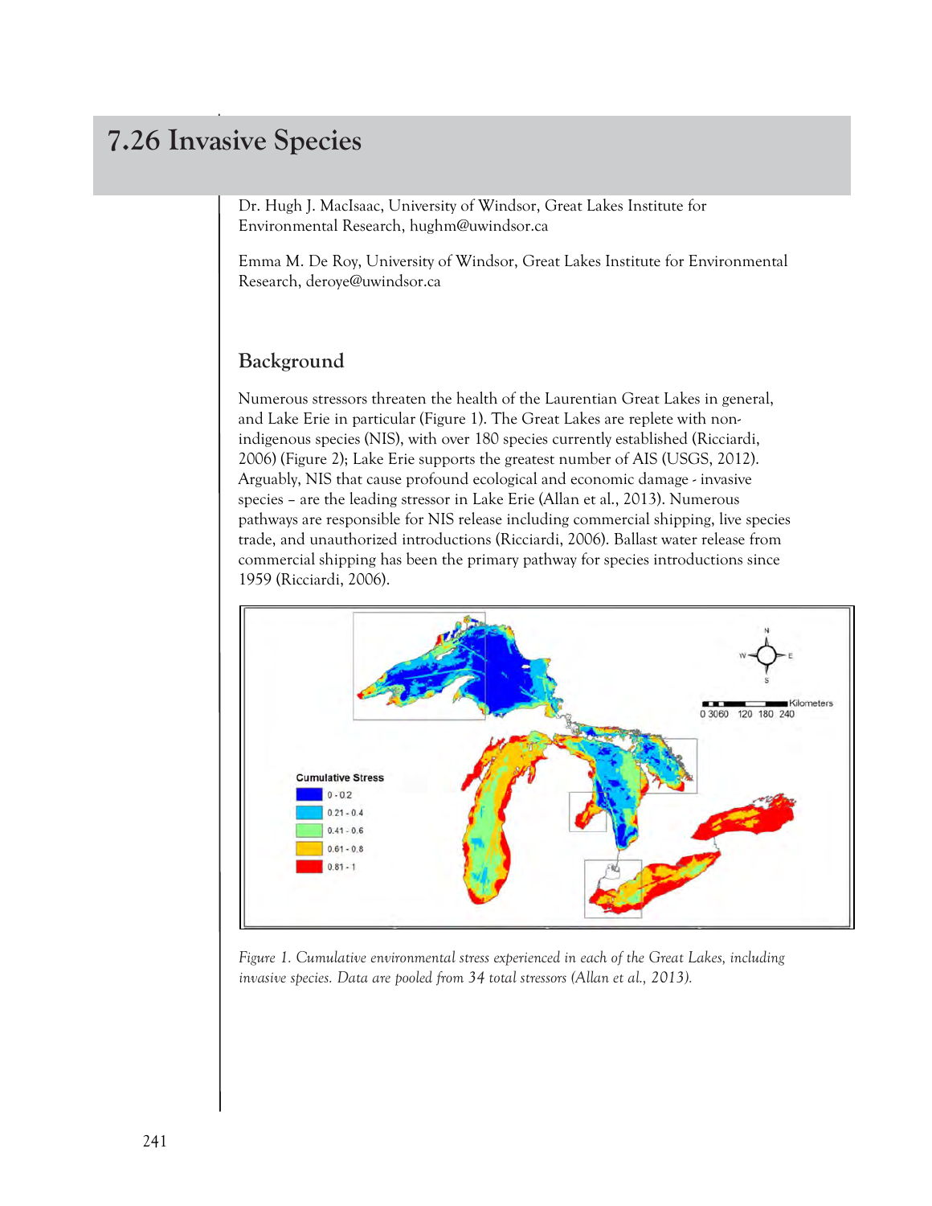# 7.26 Invasive Species

Dr. Hugh J. MacIsaac, University of Windsor, Great Lakes Institute for Environmental Research, hughm@uwindsor.ca

Emma M. De Roy, University of Windsor, Great Lakes Institute for Environmental Research, deroye@uwindsor.ca

## Background

Numerous stressors threaten the health of the Laurentian Great Lakes in general, and Lake Erie in particular (Figure 1). The Great Lakes are replete with non-indigenous species (NIS), with over 180 species currently established (Ricciardi, 2006) (Figure 2); Lake Erie supports the greatest number of AIS (USGS, 2012). Arguably, NIS that cause profound ecological and economic damage - invasive species – are the leading stressor in Lake Erie (Allan et al., 2013). Numerous pathways are responsible for NIS release including commercial shipping, live species trade, and unauthorized introductions (Ricciardi, 2006). Ballast water release from commercial shipping has been the primary pathway for species introductions since 1959 (Ricciardi, 2006).

N
W
E
S
Kilometers
0 30 60 120 180 240

Cumulative Stress
0 - 0.2
0.21 - 0.4
0.41 - 0.6
0.61 - 0.8
0.81 - 1

*Figure 1. Cumulative environmental stress experienced in each of the Great Lakes, including invasive species. Data are pooled from 34 total stressors (Allan et al., 2013).*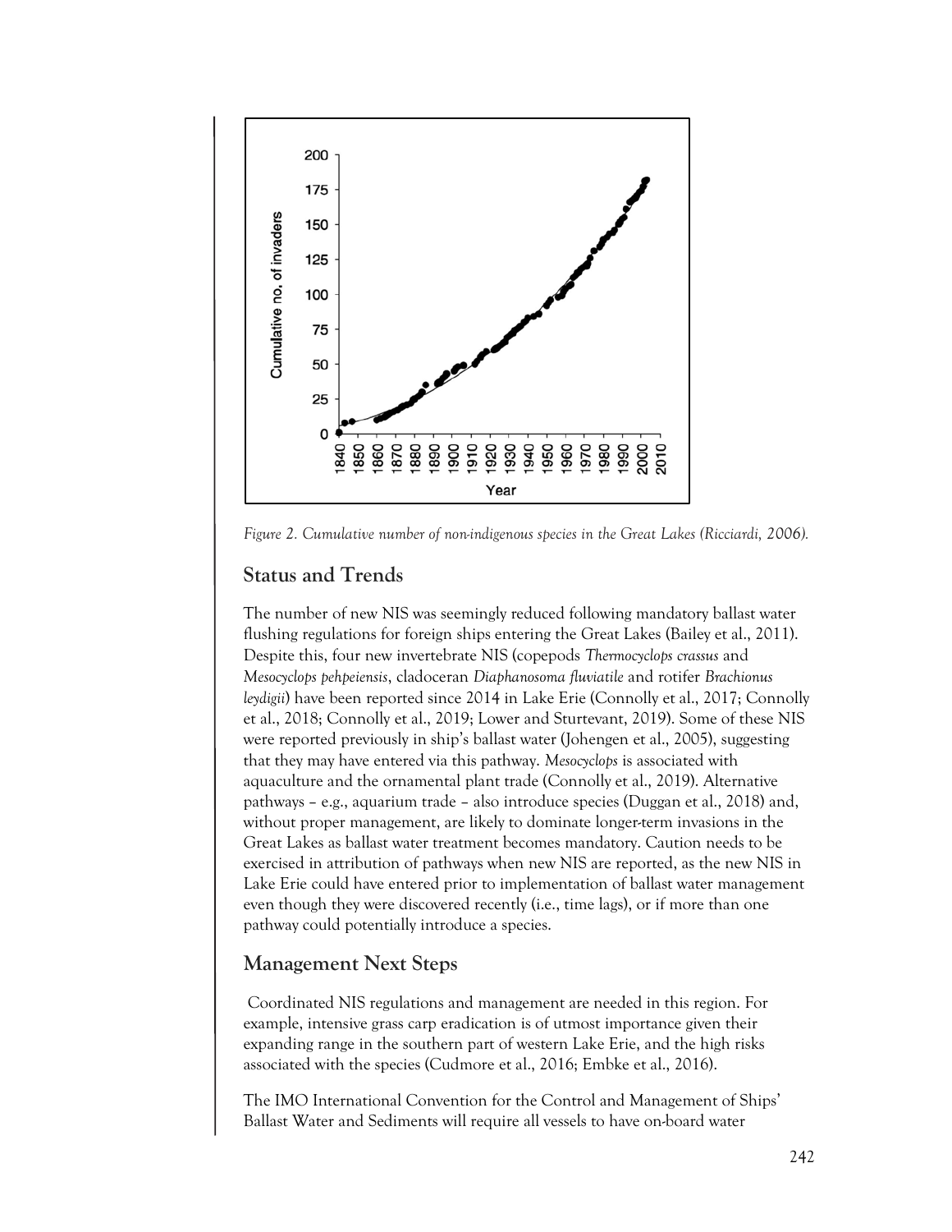200
175
150
125
100
75
50
25
0

Cumulative no. of invaders

1840
1850
1860
1870
1880
1890
1900
1910
1920
1930
1940
1950
1960
1970
1980
1990
2000
2010

Year

*Figure 2. Cumulative number of non-indigenous species in the Great Lakes (Ricciardi, 2006).*

## Status and Trends

The number of new NIS was seemingly reduced following mandatory ballast water flushing regulations for foreign ships entering the Great Lakes (Bailey et al., 2011). Despite this, four new invertebrate NIS (copepods *Thermocyclops crassus* and *Mesocyclops pehpeiensis*, cladoceran *Diaphanosoma fluviatile* and rotifer *Brachionus leydigii*) have been reported since 2014 in Lake Erie (Connolly et al., 2017; Connolly et al., 2018; Connolly et al., 2019; Lower and Sturtevant, 2019). Some of these NIS were reported previously in ship's ballast water (Johengen et al., 2005), suggesting that they may have entered via this pathway. *Mesocyclops* is associated with aquaculture and the ornamental plant trade (Connolly et al., 2019). Alternative pathways – e.g., aquarium trade – also introduce species (Duggan et al., 2018) and, without proper management, are likely to dominate longer-term invasions in the Great Lakes as ballast water treatment becomes mandatory. Caution needs to be exercised in attribution of pathways when new NIS are reported, as the new NIS in Lake Erie could have entered prior to implementation of ballast water management even though they were discovered recently (i.e., time lags), or if more than one pathway could potentially introduce a species.

## Management Next Steps

Coordinated NIS regulations and management are needed in this region. For example, intensive grass carp eradication is of utmost importance given their expanding range in the southern part of western Lake Erie, and the high risks associated with the species (Cudmore et al., 2016; Embke et al., 2016).

The IMO International Convention for the Control and Management of Ships' Ballast Water and Sediments will require all vessels to have on-board water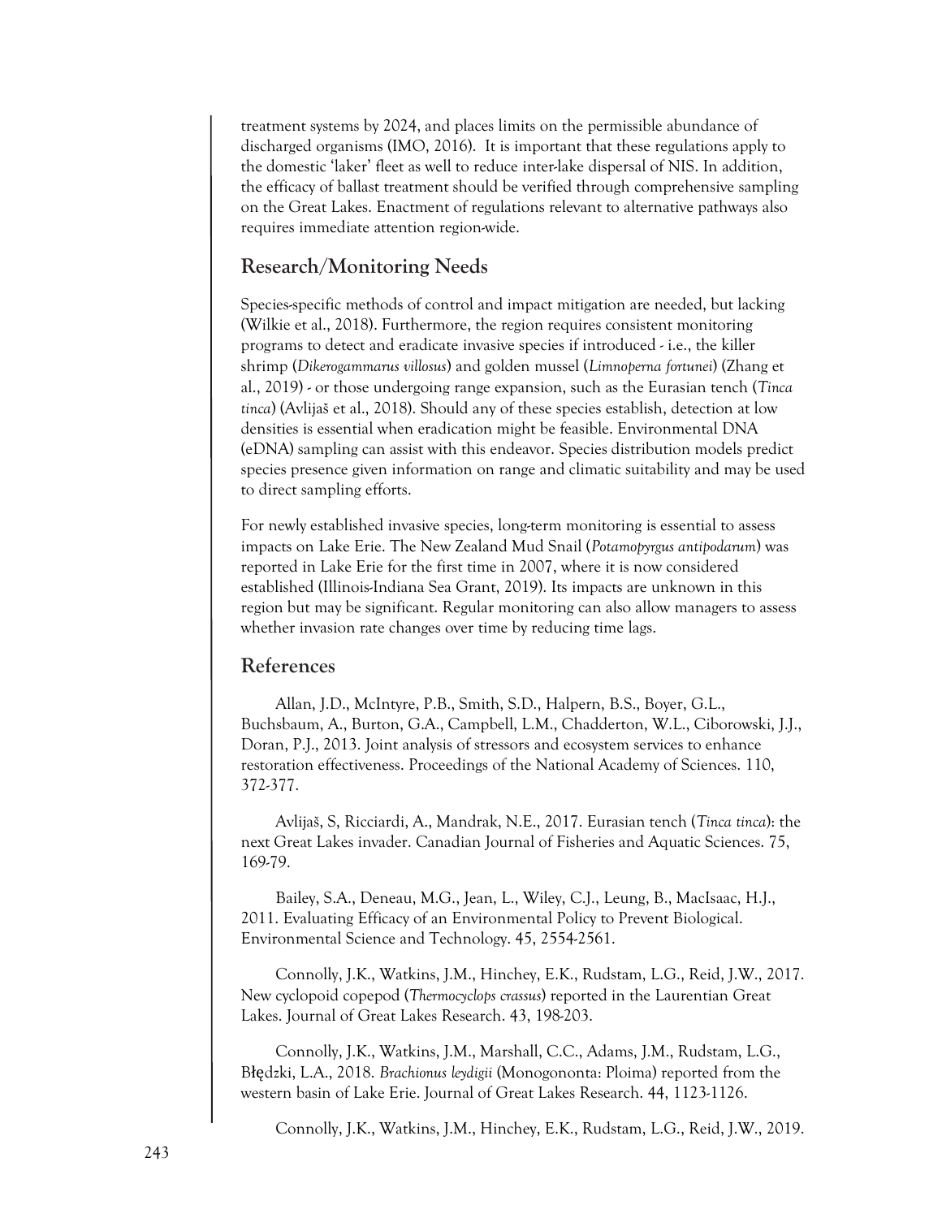treatment systems by 2024, and places limits on the permissible abundance of discharged organisms (IMO, 2016). It is important that these regulations apply to the domestic 'laker' fleet as well to reduce inter-lake dispersal of NIS. In addition, the efficacy of ballast treatment should be verified through comprehensive sampling on the Great Lakes. Enactment of regulations relevant to alternative pathways also requires immediate attention region-wide.

## Research/Monitoring Needs

Species-specific methods of control and impact mitigation are needed, but lacking (Wilkie et al., 2018). Furthermore, the region requires consistent monitoring programs to detect and eradicate invasive species if introduced - i.e., the killer shrimp (*Dikerogammarus villosus*) and golden mussel (*Limnoperna fortunei*) (Zhang et al., 2019) - or those undergoing range expansion, such as the Eurasian tench (*Tinca tinca*) (Avlijaš et al., 2018). Should any of these species establish, detection at low densities is essential when eradication might be feasible. Environmental DNA (eDNA) sampling can assist with this endeavor. Species distribution models predict species presence given information on range and climatic suitability and may be used to direct sampling efforts.

For newly established invasive species, long-term monitoring is essential to assess impacts on Lake Erie. The New Zealand Mud Snail (*Potamopyrgus antipodarum*) was reported in Lake Erie for the first time in 2007, where it is now considered established (Illinois-Indiana Sea Grant, 2019). Its impacts are unknown in this region but may be significant. Regular monitoring can also allow managers to assess whether invasion rate changes over time by reducing time lags.

## References

Allan, J.D., McIntyre, P.B., Smith, S.D., Halpern, B.S., Boyer, G.L., Buchsbaum, A., Burton, G.A., Campbell, L.M., Chadderton, W.L., Ciborowski, J.J., Doran, P.J., 2013. Joint analysis of stressors and ecosystem services to enhance restoration effectiveness. Proceedings of the National Academy of Sciences. 110, 372-377.

Avlijaš, S, Ricciardi, A., Mandrak, N.E., 2017. Eurasian tench (*Tinca tinca*): the next Great Lakes invader. Canadian Journal of Fisheries and Aquatic Sciences. 75, 169-79.

Bailey, S.A., Deneau, M.G., Jean, L., Wiley, C.J., Leung, B., MacIsaac, H.J., 2011. Evaluating Efficacy of an Environmental Policy to Prevent Biological. Environmental Science and Technology. 45, 2554-2561.

Connolly, J.K., Watkins, J.M., Hinchey, E.K., Rudstam, L.G., Reid, J.W., 2017. New cyclopoid copepod (*Thermocyclops crassus*) reported in the Laurentian Great Lakes. Journal of Great Lakes Research. 43, 198-203.

Connolly, J.K., Watkins, J.M., Marshall, C.C., Adams, J.M., Rudstam, L.G., Błędzki, L.A., 2018. *Brachionus leydigii* (Monogononta: Ploima) reported from the western basin of Lake Erie. Journal of Great Lakes Research. 44, 1123-1126.

Connolly, J.K., Watkins, J.M., Hinchey, E.K., Rudstam, L.G., Reid, J.W., 2019.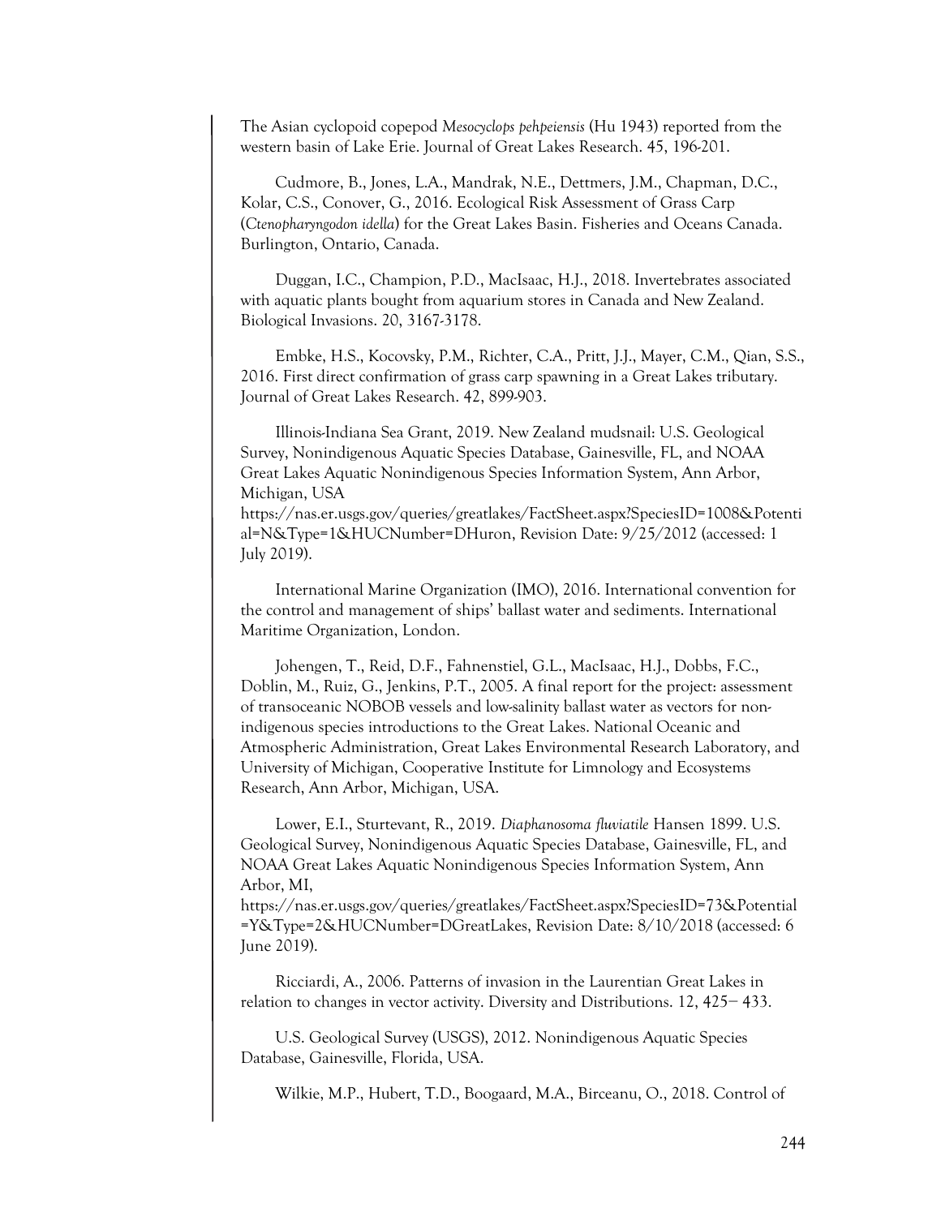The Asian cyclopoid copepod *Mesocyclops pehpeiensis* (Hu 1943) reported from the western basin of Lake Erie. Journal of Great Lakes Research. 45, 196-201.

Cudmore, B., Jones, L.A., Mandrak, N.E., Dettmers, J.M., Chapman, D.C., Kolar, C.S., Conover, G., 2016. Ecological Risk Assessment of Grass Carp (*Ctenopharyngodon idella*) for the Great Lakes Basin. Fisheries and Oceans Canada. Burlington, Ontario, Canada.

Duggan, I.C., Champion, P.D., MacIsaac, H.J., 2018. Invertebrates associated with aquatic plants bought from aquarium stores in Canada and New Zealand. Biological Invasions. 20, 3167-3178.

Embke, H.S., Kocovsky, P.M., Richter, C.A., Pritt, J.J., Mayer, C.M., Qian, S.S., 2016. First direct confirmation of grass carp spawning in a Great Lakes tributary. Journal of Great Lakes Research. 42, 899-903.

Illinois-Indiana Sea Grant, 2019. New Zealand mudsnail: U.S. Geological Survey, Nonindigenous Aquatic Species Database, Gainesville, FL, and NOAA Great Lakes Aquatic Nonindigenous Species Information System, Ann Arbor, Michigan, USA https://nas.er.usgs.gov/queries/greatlakes/FactSheet.aspx?SpeciesID=1008&Potential=N&Type=1&HUCNumber=DHuron, Revision Date: 9/25/2012 (accessed: 1 July 2019).

International Marine Organization (IMO), 2016. International convention for the control and management of ships' ballast water and sediments. International Maritime Organization, London.

Johengen, T., Reid, D.F., Fahnenstiel, G.L., MacIsaac, H.J., Dobbs, F.C., Doblin, M., Ruiz, G., Jenkins, P.T., 2005. A final report for the project: assessment of transoceanic NOBOB vessels and low-salinity ballast water as vectors for non-indigenous species introductions to the Great Lakes. National Oceanic and Atmospheric Administration, Great Lakes Environmental Research Laboratory, and University of Michigan, Cooperative Institute for Limnology and Ecosystems Research, Ann Arbor, Michigan, USA.

Lower, E.I., Sturtevant, R., 2019. *Diaphanosoma fluviatile* Hansen 1899. U.S. Geological Survey, Nonindigenous Aquatic Species Database, Gainesville, FL, and NOAA Great Lakes Aquatic Nonindigenous Species Information System, Ann Arbor, MI, https://nas.er.usgs.gov/queries/greatlakes/FactSheet.aspx?SpeciesID=73&Potential=Y&Type=2&HUCNumber=DGreatLakes, Revision Date: 8/10/2018 (accessed: 6 June 2019).

Ricciardi, A., 2006. Patterns of invasion in the Laurentian Great Lakes in relation to changes in vector activity. Diversity and Distributions. 12, 425– 433.

U.S. Geological Survey (USGS), 2012. Nonindigenous Aquatic Species Database, Gainesville, Florida, USA.

Wilkie, M.P., Hubert, T.D., Boogaard, M.A., Birceanu, O., 2018. Control of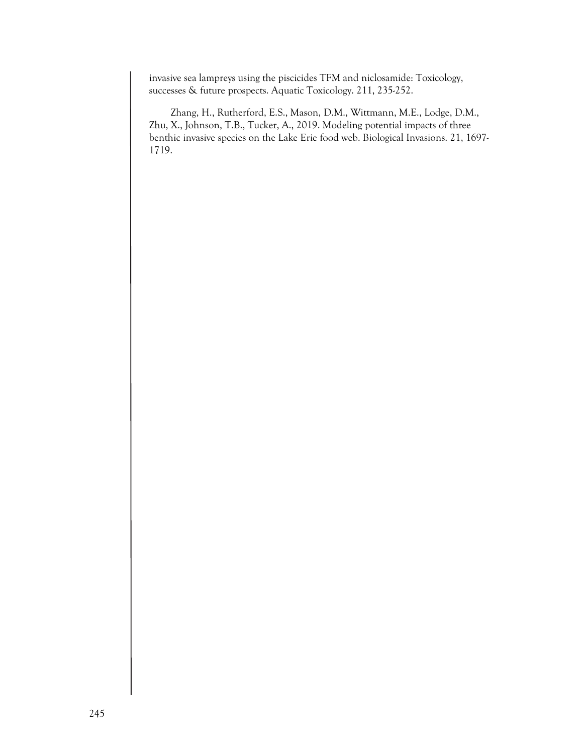invasive sea lampreys using the piscicides TFM and niclosamide: Toxicology, successes & future prospects. Aquatic Toxicology. 211, 235-252.

Zhang, H., Rutherford, E.S., Mason, D.M., Wittmann, M.E., Lodge, D.M., Zhu, X., Johnson, T.B., Tucker, A., 2019. Modeling potential impacts of three benthic invasive species on the Lake Erie food web. Biological Invasions. 21, 1697-1719.